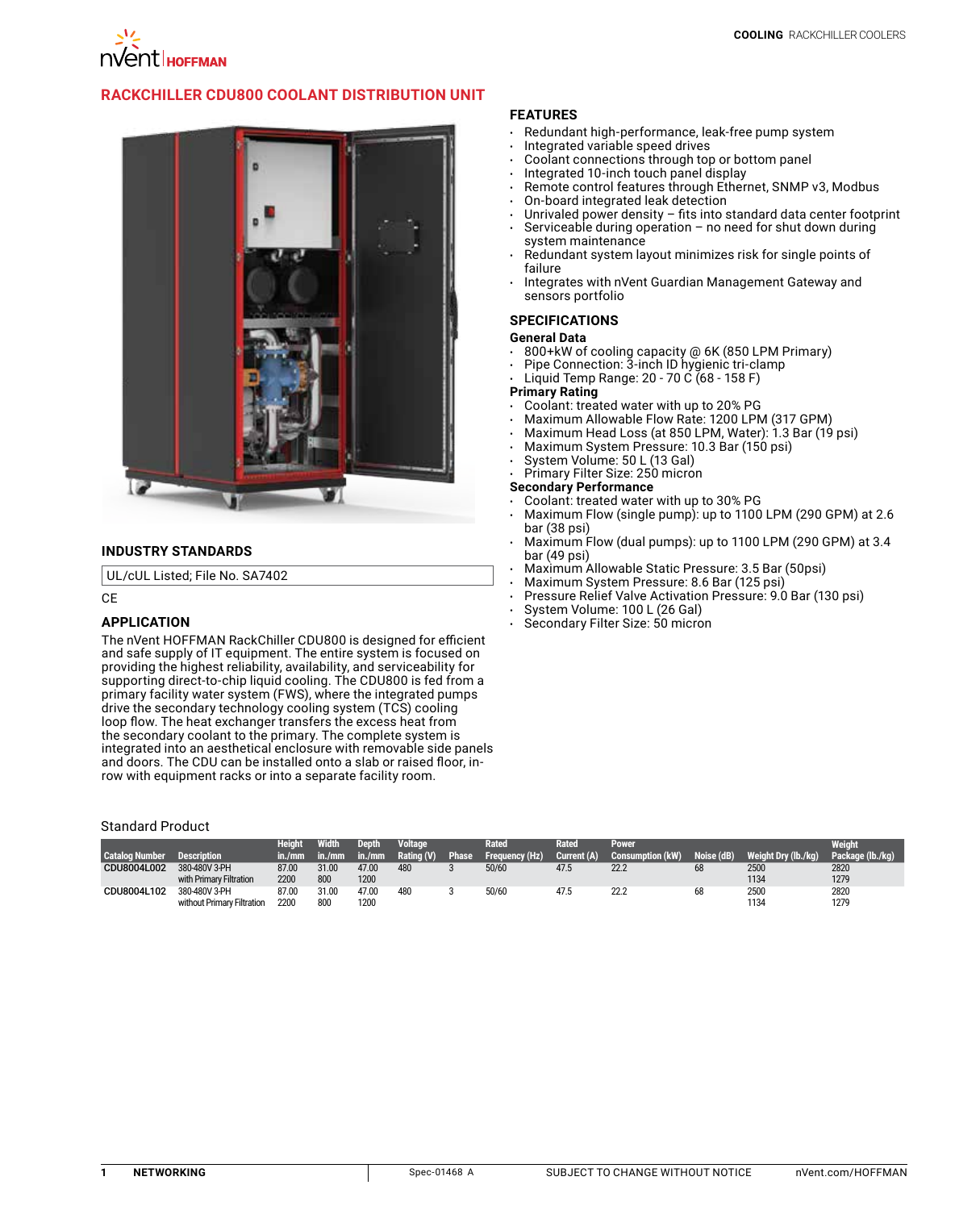# RACKCHILLER CDU800 COOLANT DISTRIBUTION UNIT

## INDUSTRY STANDARDS

UL/cUL Listed; File No. SA7402

CE

## APPLICATION

The nVent HOFFMAN RackChiller CDU800 is designed for efficient and safe supply of IT equipment. The entire system is focused on providing the highest reliability, availability, and serviceability for supporting direct-to-chip liquid cooling. The CDU800 is fed from a primary facility water system (FWS), where the integrated pumps drive the secondary technology cooling system (TCS) cooling loop flow. The heat exchanger transfers the excess heat from the secondary coolant to the primary. The complete system is integrated into an aesthetical enclosure with removable side panels and doors. The CDU can be installed onto a slab or raised floor, in-row with equipment racks or into a separate facility room.

## FEATURES

- Redundant high-performance, leak-free pump system
- Integrated variable speed drives
- Coolant connections through top or bottom panel
- Integrated 10-inch touch panel display
- Remote control features through Ethernet, SNMP v3, Modbus
- On-board integrated leak detection
- Unrivaled power density – fits into standard data center footprint
- Serviceable during operation – no need for shut down during system maintenance
- Redundant system layout minimizes risk for single points of failure
- Integrates with nVent Guardian Management Gateway and sensors portfolio

## SPECIFICATIONS

**General Data**

- 800+kW of cooling capacity @ 6K (850 LPM Primary)
- Pipe Connection: 3-inch ID hygienic tri-clamp
- Liquid Temp Range: 20 - 70 C (68 - 158 F)

**Primary Rating**

- Coolant: treated water with up to 20% PG
- Maximum Allowable Flow Rate: 1200 LPM (317 GPM)
- Maximum Head Loss (at 850 LPM, Water): 1.3 Bar (19 psi)
- Maximum System Pressure: 10.3 Bar (150 psi)
- System Volume: 50 L (13 Gal)
- Primary Filter Size: 250 micron

**Secondary Performance**

- Coolant: treated water with up to 30% PG
- Maximum Flow (single pump): up to 1100 LPM (290 GPM) at 2.6 bar (38 psi)
- Maximum Flow (dual pumps): up to 1100 LPM (290 GPM) at 3.4 bar (49 psi)
- Maximum Allowable Static Pressure: 3.5 Bar (50psi)
- Maximum System Pressure: 8.6 Bar (125 psi)
- Pressure Relief Valve Activation Pressure: 9.0 Bar (130 psi)
- System Volume: 100 L (26 Gal)
- Secondary Filter Size: 50 micron

Standard Product

| Catalog Number | Description | Height in./mm | Width in./mm | Depth in./mm | Voltage Rating (V) | Phase | Rated Frequency (Hz) | Rated Current (A) | Power Consumption (kW) | Noise (dB) | Weight Dry (lb./kg) | Weight Package (lb./kg) |
|---|---|---|---|---|---|---|---|---|---|---|---|---|
| CDU8004L002 | 380-480V 3-PH with Primary Filtration | 87.00 2200 | 31.00 800 | 47.00 1200 | 480 | 3 | 50/60 | 47.5 | 22.2 | 68 | 2500 1134 | 2820 1279 |
| CDU8004L102 | 380-480V 3-PH without Primary Filtration | 87.00 2200 | 31.00 800 | 47.00 1200 | 480 | 3 | 50/60 | 47.5 | 22.2 | 68 | 2500 1134 | 2820 1279 |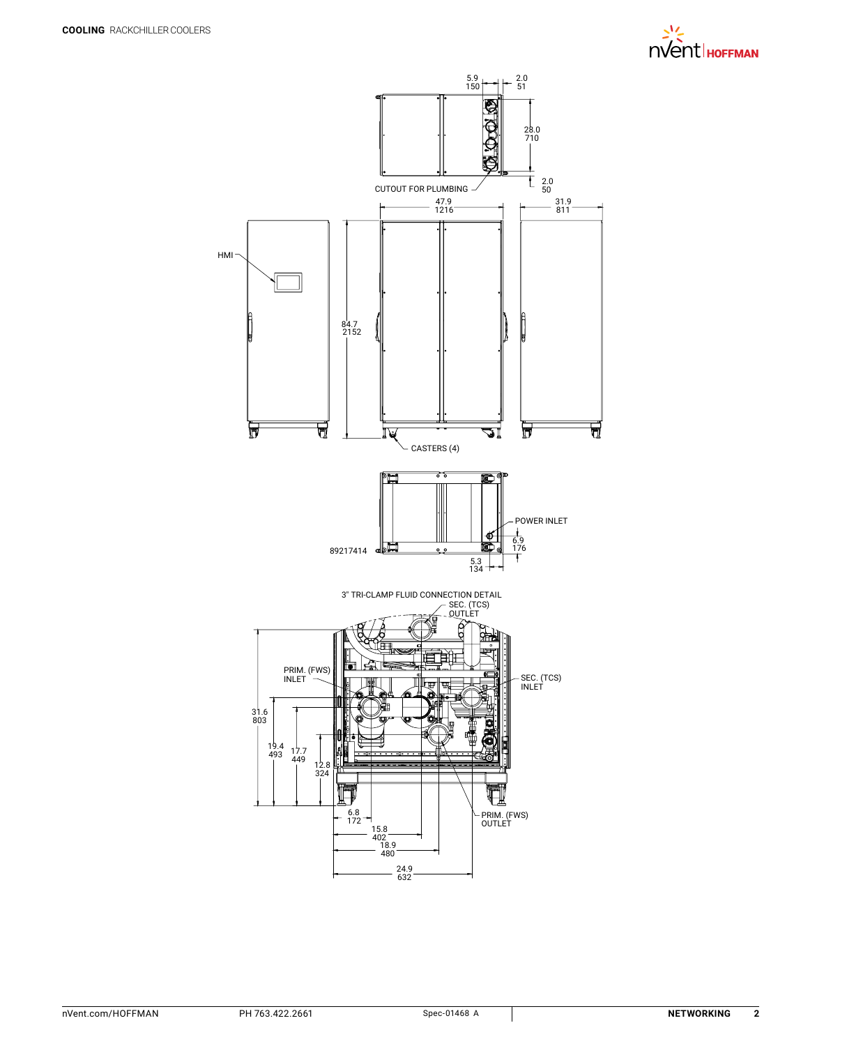5.9
150

2.0
51

28.0
710

2.0
50

CUTOUT FOR PLUMBING

47.9
1216

31.9
811

HMI

84.7
2152

CASTERS (4)

POWER INLET

6.9
176

89217414

5.3
134

3" TRI-CLAMP FLUID CONNECTION DETAIL

SEC. (TCS)
OUTLET

PRIM. (FWS)
INLET

SEC. (TCS)
INLET

31.6
803

19.4
493

17.7
449

12.8
324

6.8
172

15.8
402

18.9
480

24.9
632

PRIM. (FWS)
OUTLET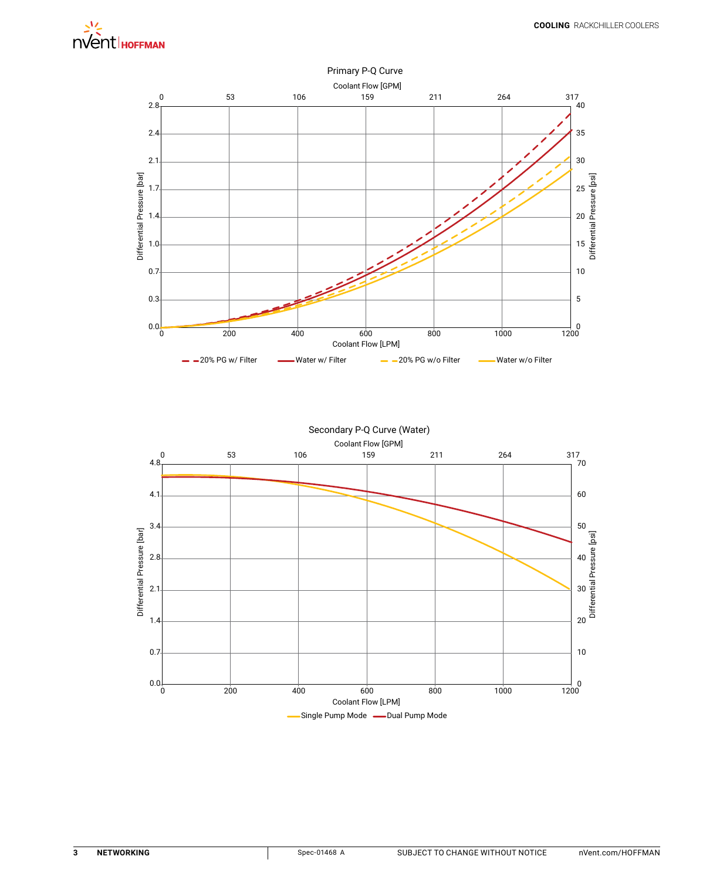## Primary P-Q Curve

Coolant Flow [GPM]

0 53 106 159 211 264 317

Differential Pressure [bar]

2.8 2.4 2.1 1.7 1.4 1.0 0.7 0.3 0.0

Differential Pressure [psi]

40 35 30 25 20 15 10 5 0

0 200 400 600 800 1000 1200

Coolant Flow [LPM]

20% PG w/ Filter | Water w/ Filter | 20% PG w/o Filter | Water w/o Filter

## Secondary P-Q Curve (Water)

Coolant Flow [GPM]

0 53 106 159 211 264 317

Differential Pressure [bar]

4.8 4.1 3.4 2.8 2.1 1.4 0.7 0.0

Differential Pressure [psi]

70 60 50 40 30 20 10 0

0 200 400 600 800 1000 1200

Coolant Flow [LPM]

Single Pump Mode | Dual Pump Mode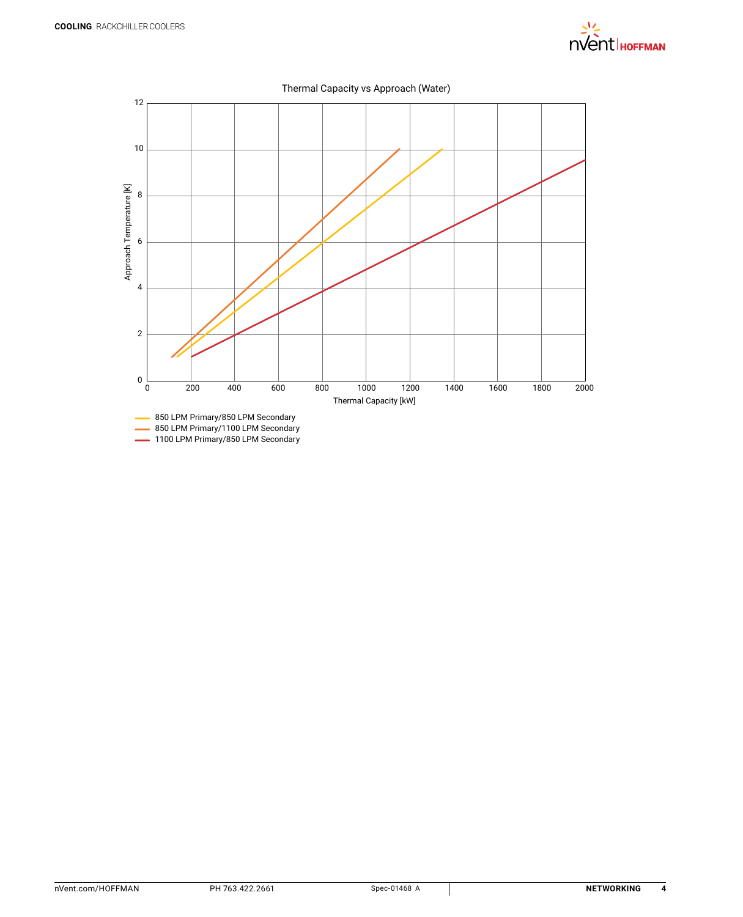Thermal Capacity vs Approach (Water)

Approach Temperature [K]

12
10
8
6
4
2
0

0 200 400 600 800 1000 1200 1400 1600 1800 2000

Thermal Capacity [kW]

850 LPM Primary/850 LPM Secondary
850 LPM Primary/1100 LPM Secondary
1100 LPM Primary/850 LPM Secondary